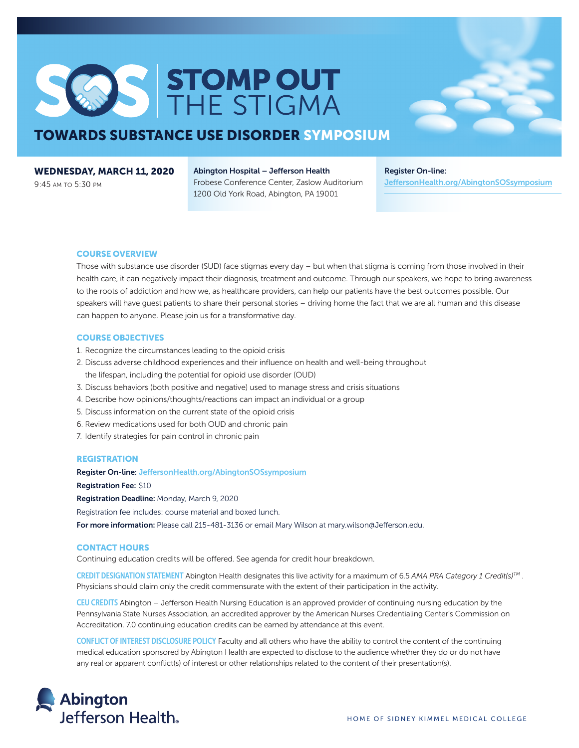# SOS STOMP OUT THE STIGMA

## TOWARDS SUBSTANCE USE DISORDER SYMPOSIUM

**WEDNESDAY, MARCH 11, 2020**
9:45 AM TO 5:30 PM

**Abington Hospital – Jefferson Health**
Frobese Conference Center, Zaslow Auditorium
1200 Old York Road, Abington, PA 19001

**Register On-line:**
JeffersonHealth.org/AbingtonSOSsymposium

### COURSE OVERVIEW

Those with substance use disorder (SUD) face stigmas every day – but when that stigma is coming from those involved in their health care, it can negatively impact their diagnosis, treatment and outcome. Through our speakers, we hope to bring awareness to the roots of addiction and how we, as healthcare providers, can help our patients have the best outcomes possible. Our speakers will have guest patients to share their personal stories – driving home the fact that we are all human and this disease can happen to anyone. Please join us for a transformative day.

### COURSE OBJECTIVES

1. Recognize the circumstances leading to the opioid crisis
2. Discuss adverse childhood experiences and their influence on health and well-being throughout the lifespan, including the potential for opioid use disorder (OUD)
3. Discuss behaviors (both positive and negative) used to manage stress and crisis situations
4. Describe how opinions/thoughts/reactions can impact an individual or a group
5. Discuss information on the current state of the opioid crisis
6. Review medications used for both OUD and chronic pain
7. Identify strategies for pain control in chronic pain

### REGISTRATION

**Register On-line:** JeffersonHealth.org/AbingtonSOSsymposium

**Registration Fee:** $10

**Registration Deadline:** Monday, March 9, 2020

Registration fee includes: course material and boxed lunch.

**For more information:** Please call 215-481-3136 or email Mary Wilson at mary.wilson@Jefferson.edu.

### CONTACT HOURS

Continuing education credits will be offered. See agenda for credit hour breakdown.

**CREDIT DESIGNATION STATEMENT** Abington Health designates this live activity for a maximum of 6.5 *AMA PRA Category 1 Credit(s)™* . Physicians should claim only the credit commensurate with the extent of their participation in the activity.

**CEU CREDITS** Abington – Jefferson Health Nursing Education is an approved provider of continuing nursing education by the Pennsylvania State Nurses Association, an accredited approver by the American Nurses Credentialing Center's Commission on Accreditation. 7.0 continuing education credits can be earned by attendance at this event.

**CONFLICT OF INTEREST DISCLOSURE POLICY** Faculty and all others who have the ability to control the content of the continuing medical education sponsored by Abington Health are expected to disclose to the audience whether they do or do not have any real or apparent conflict(s) of interest or other relationships related to the content of their presentation(s).

Abington Jefferson Health®

HOME OF SIDNEY KIMMEL MEDICAL COLLEGE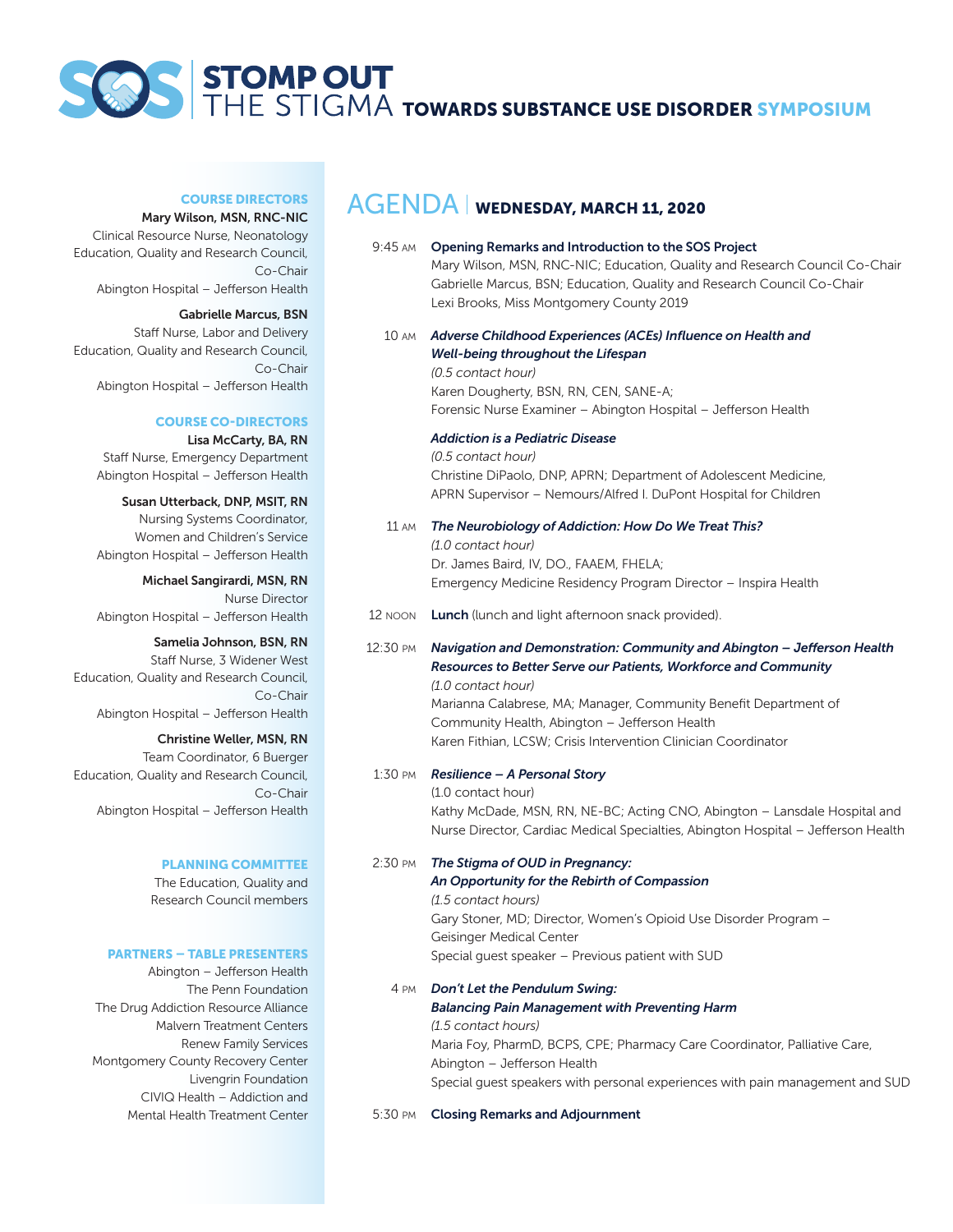# SOS STOMP OUT THE STIGMA TOWARDS SUBSTANCE USE DISORDER SYMPOSIUM

## COURSE DIRECTORS

**Mary Wilson, MSN, RNC-NIC**
Clinical Resource Nurse, Neonatology
Education, Quality and Research Council, Co-Chair
Abington Hospital – Jefferson Health

**Gabrielle Marcus, BSN**
Staff Nurse, Labor and Delivery
Education, Quality and Research Council, Co-Chair
Abington Hospital – Jefferson Health

## COURSE CO-DIRECTORS

**Lisa McCarty, BA, RN**
Staff Nurse, Emergency Department
Abington Hospital – Jefferson Health

**Susan Utterback, DNP, MSIT, RN**
Nursing Systems Coordinator, Women and Children's Service
Abington Hospital – Jefferson Health

**Michael Sangirardi, MSN, RN**
Nurse Director
Abington Hospital – Jefferson Health

**Samelia Johnson, BSN, RN**
Staff Nurse, 3 Widener West
Education, Quality and Research Council, Co-Chair
Abington Hospital – Jefferson Health

**Christine Weller, MSN, RN**
Team Coordinator, 6 Buerger
Education, Quality and Research Council, Co-Chair
Abington Hospital – Jefferson Health

## PLANNING COMMITTEE

The Education, Quality and Research Council members

## PARTNERS – TABLE PRESENTERS

Abington – Jefferson Health
The Penn Foundation
The Drug Addiction Resource Alliance
Malvern Treatment Centers
Renew Family Services
Montgomery County Recovery Center
Livengrin Foundation
CIVIQ Health – Addiction and Mental Health Treatment Center

## AGENDA | WEDNESDAY, MARCH 11, 2020

**9:45 AM** **Opening Remarks and Introduction to the SOS Project**
Mary Wilson, MSN, RNC-NIC; Education, Quality and Research Council Co-Chair
Gabrielle Marcus, BSN; Education, Quality and Research Council Co-Chair
Lexi Brooks, Miss Montgomery County 2019

**10 AM** ***Adverse Childhood Experiences (ACEs) Influence on Health and Well-being throughout the Lifespan***
*(0.5 contact hour)*
Karen Dougherty, BSN, RN, CEN, SANE-A;
Forensic Nurse Examiner – Abington Hospital – Jefferson Health

***Addiction is a Pediatric Disease***
*(0.5 contact hour)*
Christine DiPaolo, DNP, APRN; Department of Adolescent Medicine, APRN Supervisor – Nemours/Alfred I. DuPont Hospital for Children

**11 AM** ***The Neurobiology of Addiction: How Do We Treat This?***
*(1.0 contact hour)*
Dr. James Baird, IV, DO., FAAEM, FHELA;
Emergency Medicine Residency Program Director – Inspira Health

**12 NOON** **Lunch** (lunch and light afternoon snack provided).

**12:30 PM** ***Navigation and Demonstration: Community and Abington – Jefferson Health Resources to Better Serve our Patients, Workforce and Community***
*(1.0 contact hour)*
Marianna Calabrese, MA; Manager, Community Benefit Department of Community Health, Abington – Jefferson Health
Karen Fithian, LCSW; Crisis Intervention Clinician Coordinator

**1:30 PM** ***Resilience – A Personal Story***
(1.0 contact hour)
Kathy McDade, MSN, RN, NE-BC; Acting CNO, Abington – Lansdale Hospital and Nurse Director, Cardiac Medical Specialties, Abington Hospital – Jefferson Health

**2:30 PM** ***The Stigma of OUD in Pregnancy: An Opportunity for the Rebirth of Compassion***
*(1.5 contact hours)*
Gary Stoner, MD; Director, Women's Opioid Use Disorder Program – Geisinger Medical Center
Special guest speaker – Previous patient with SUD

**4 PM** ***Don't Let the Pendulum Swing: Balancing Pain Management with Preventing Harm***
*(1.5 contact hours)*
Maria Foy, PharmD, BCPS, CPE; Pharmacy Care Coordinator, Palliative Care, Abington – Jefferson Health
Special guest speakers with personal experiences with pain management and SUD

**5:30 PM** **Closing Remarks and Adjournment**